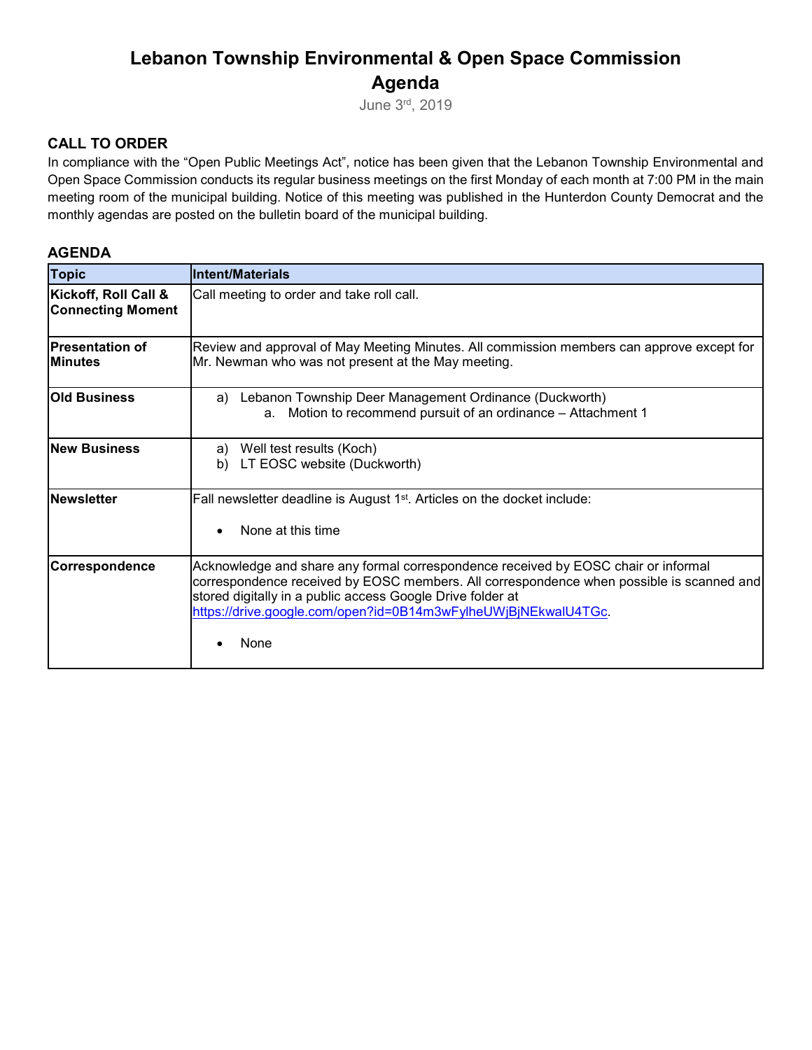# Lebanon Township Environmental & Open Space Commission Agenda

June 3rd, 2019

## CALL TO ORDER

In compliance with the "Open Public Meetings Act", notice has been given that the Lebanon Township Environmental and Open Space Commission conducts its regular business meetings on the first Monday of each month at 7:00 PM in the main meeting room of the municipal building. Notice of this meeting was published in the Hunterdon County Democrat and the monthly agendas are posted on the bulletin board of the municipal building.

## AGENDA

| Topic | Intent/Materials |
| --- | --- |
| **Kickoff, Roll Call & Connecting Moment** | Call meeting to order and take roll call. |
| **Presentation of Minutes** | Review and approval of May Meeting Minutes. All commission members can approve except for Mr. Newman who was not present at the May meeting. |
| **Old Business** | a) Lebanon Township Deer Management Ordinance (Duckworth)<br>a. Motion to recommend pursuit of an ordinance – Attachment 1 |
| **New Business** | a) Well test results (Koch)<br>b) LT EOSC website (Duckworth) |
| **Newsletter** | Fall newsletter deadline is August 1st. Articles on the docket include:<br>• None at this time |
| **Correspondence** | Acknowledge and share any formal correspondence received by EOSC chair or informal correspondence received by EOSC members. All correspondence when possible is scanned and stored digitally in a public access Google Drive folder at https://drive.google.com/open?id=0B14m3wFylheUWjBjNEkwalU4TGc.<br>• None |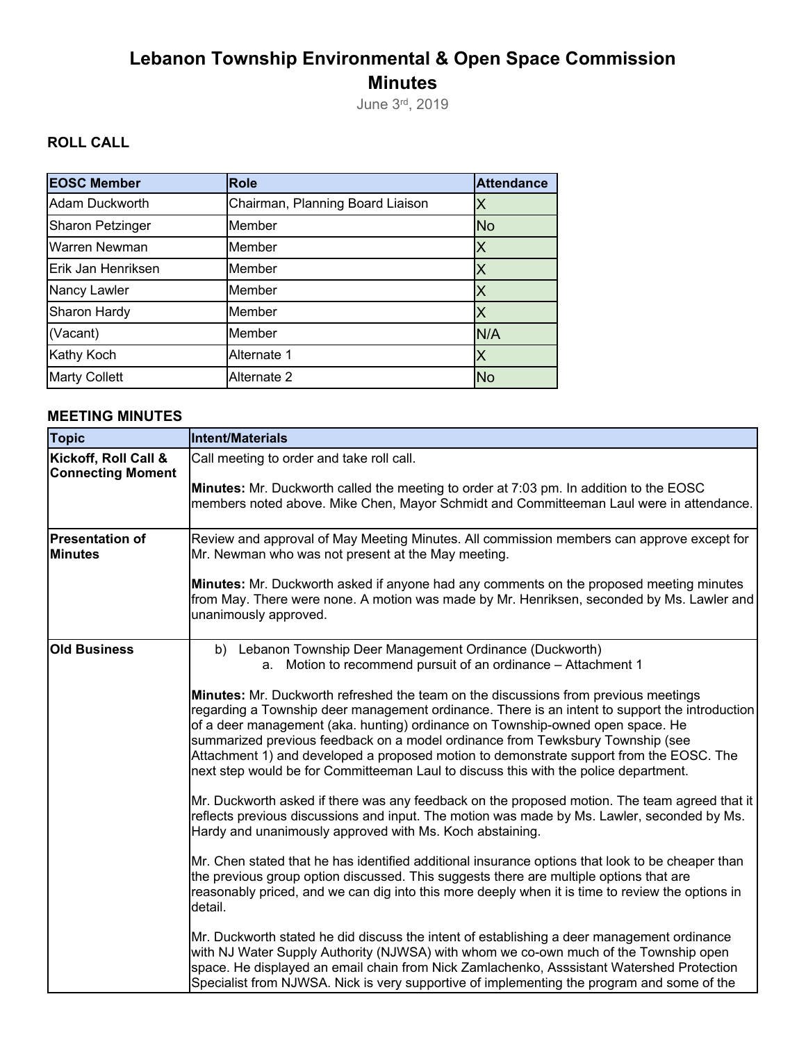# Lebanon Township Environmental & Open Space Commission
# Minutes

June 3rd, 2019

## ROLL CALL

| EOSC Member | Role | Attendance |
|---|---|---|
| Adam Duckworth | Chairman, Planning Board Liaison | X |
| Sharon Petzinger | Member | No |
| Warren Newman | Member | X |
| Erik Jan Henriksen | Member | X |
| Nancy Lawler | Member | X |
| Sharon Hardy | Member | X |
| (Vacant) | Member | N/A |
| Kathy Koch | Alternate 1 | X |
| Marty Collett | Alternate 2 | No |

## MEETING MINUTES

| Topic | Intent/Materials |
|---|---|
| **Kickoff, Roll Call & Connecting Moment** | Call meeting to order and take roll call.<br><br>**Minutes:** Mr. Duckworth called the meeting to order at 7:03 pm. In addition to the EOSC members noted above. Mike Chen, Mayor Schmidt and Committeeman Laul were in attendance. |
| **Presentation of Minutes** | Review and approval of May Meeting Minutes. All commission members can approve except for Mr. Newman who was not present at the May meeting.<br><br>**Minutes:** Mr. Duckworth asked if anyone had any comments on the proposed meeting minutes from May. There were none. A motion was made by Mr. Henriksen, seconded by Ms. Lawler and unanimously approved. |
| **Old Business** | b) Lebanon Township Deer Management Ordinance (Duckworth)<br>a. Motion to recommend pursuit of an ordinance – Attachment 1<br><br>**Minutes:** Mr. Duckworth refreshed the team on the discussions from previous meetings regarding a Township deer management ordinance. There is an intent to support the introduction of a deer management (aka. hunting) ordinance on Township-owned open space. He summarized previous feedback on a model ordinance from Tewksbury Township (see Attachment 1) and developed a proposed motion to demonstrate support from the EOSC. The next step would be for Committeeman Laul to discuss this with the police department.<br><br>Mr. Duckworth asked if there was any feedback on the proposed motion. The team agreed that it reflects previous discussions and input. The motion was made by Ms. Lawler, seconded by Ms. Hardy and unanimously approved with Ms. Koch abstaining.<br><br>Mr. Chen stated that he has identified additional insurance options that look to be cheaper than the previous group option discussed. This suggests there are multiple options that are reasonably priced, and we can dig into this more deeply when it is time to review the options in detail.<br><br>Mr. Duckworth stated he did discuss the intent of establishing a deer management ordinance with NJ Water Supply Authority (NJWSA) with whom we co-own much of the Township open space. He displayed an email chain from Nick Zamlachenko, Asssistant Watershed Protection Specialist from NJWSA. Nick is very supportive of implementing the program and some of the |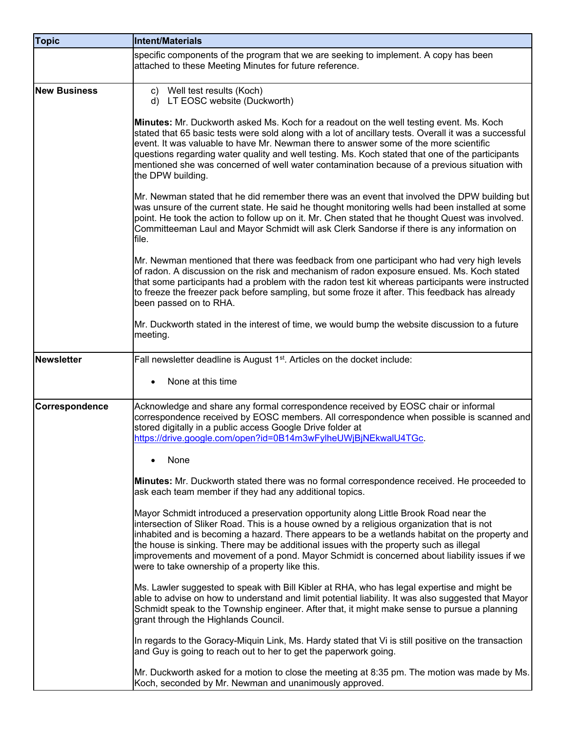| Topic | Intent/Materials |
|---|---|
| | specific components of the program that we are seeking to implement. A copy has been attached to these Meeting Minutes for future reference. |
| **New Business** | c) Well test results (Koch)<br>d) LT EOSC website (Duckworth)<br><br>**Minutes:** Mr. Duckworth asked Ms. Koch for a readout on the well testing event. Ms. Koch stated that 65 basic tests were sold along with a lot of ancillary tests. Overall it was a successful event. It was valuable to have Mr. Newman there to answer some of the more scientific questions regarding water quality and well testing. Ms. Koch stated that one of the participants mentioned she was concerned of well water contamination because of a previous situation with the DPW building.<br><br>Mr. Newman stated that he did remember there was an event that involved the DPW building but was unsure of the current state. He said he thought monitoring wells had been installed at some point. He took the action to follow up on it. Mr. Chen stated that he thought Quest was involved. Committeeman Laul and Mayor Schmidt will ask Clerk Sandorse if there is any information on file.<br><br>Mr. Newman mentioned that there was feedback from one participant who had very high levels of radon. A discussion on the risk and mechanism of radon exposure ensued. Ms. Koch stated that some participants had a problem with the radon test kit whereas participants were instructed to freeze the freezer pack before sampling, but some froze it after. This feedback has already been passed on to RHA.<br><br>Mr. Duckworth stated in the interest of time, we would bump the website discussion to a future meeting. |
| **Newsletter** | Fall newsletter deadline is August 1st. Articles on the docket include:<br><br>• None at this time |
| **Correspondence** | Acknowledge and share any formal correspondence received by EOSC chair or informal correspondence received by EOSC members. All correspondence when possible is scanned and stored digitally in a public access Google Drive folder at https://drive.google.com/open?id=0B14m3wFylheUWjBjNEkwalU4TGc.<br><br>• None<br><br>**Minutes:** Mr. Duckworth stated there was no formal correspondence received. He proceeded to ask each team member if they had any additional topics.<br><br>Mayor Schmidt introduced a preservation opportunity along Little Brook Road near the intersection of Sliker Road. This is a house owned by a religious organization that is not inhabited and is becoming a hazard. There appears to be a wetlands habitat on the property and the house is sinking. There may be additional issues with the property such as illegal improvements and movement of a pond. Mayor Schmidt is concerned about liability issues if we were to take ownership of a property like this.<br><br>Ms. Lawler suggested to speak with Bill Kibler at RHA, who has legal expertise and might be able to advise on how to understand and limit potential liability. It was also suggested that Mayor Schmidt speak to the Township engineer. After that, it might make sense to pursue a planning grant through the Highlands Council.<br><br>In regards to the Goracy-Miquin Link, Ms. Hardy stated that Vi is still positive on the transaction and Guy is going to reach out to her to get the paperwork going.<br><br>Mr. Duckworth asked for a motion to close the meeting at 8:35 pm. The motion was made by Ms. Koch, seconded by Mr. Newman and unanimously approved. |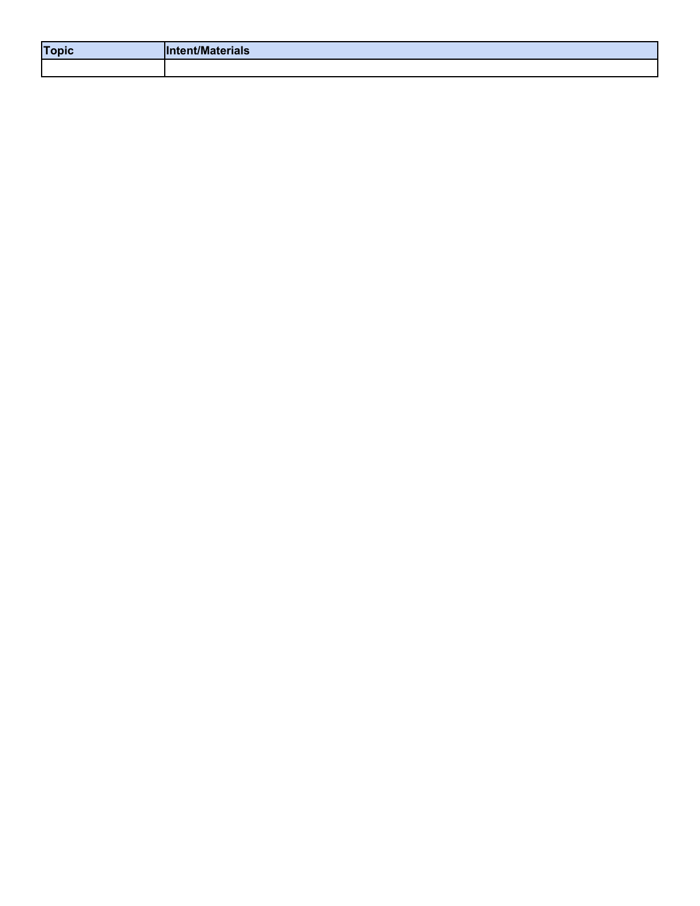| Topic | Intent/Materials |
| --- | --- |
| | |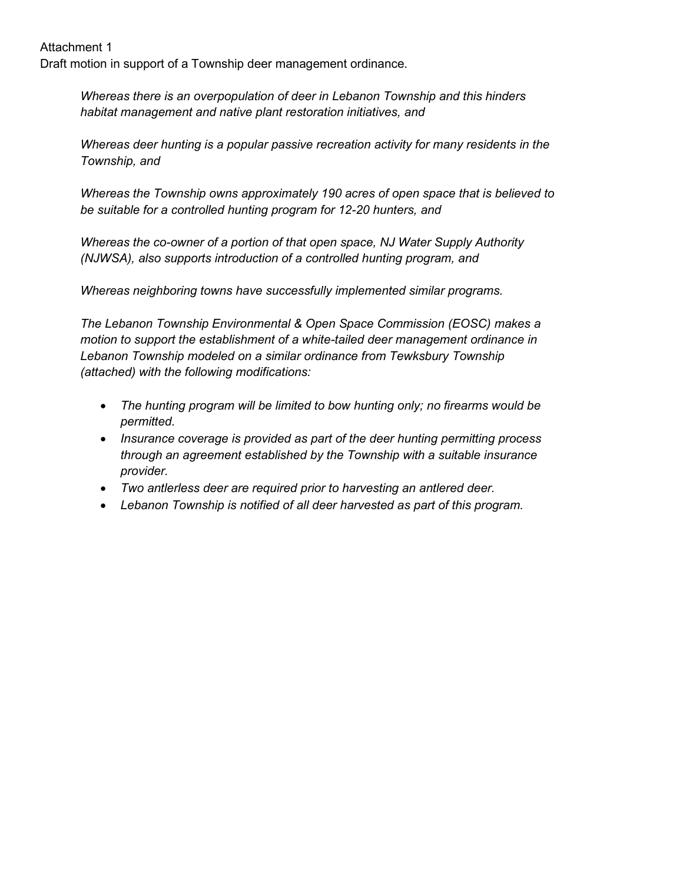Attachment 1

Draft motion in support of a Township deer management ordinance.

*Whereas there is an overpopulation of deer in Lebanon Township and this hinders habitat management and native plant restoration initiatives, and*

*Whereas deer hunting is a popular passive recreation activity for many residents in the Township, and*

*Whereas the Township owns approximately 190 acres of open space that is believed to be suitable for a controlled hunting program for 12-20 hunters, and*

*Whereas the co-owner of a portion of that open space, NJ Water Supply Authority (NJWSA), also supports introduction of a controlled hunting program, and*

*Whereas neighboring towns have successfully implemented similar programs.*

*The Lebanon Township Environmental & Open Space Commission (EOSC) makes a motion to support the establishment of a white-tailed deer management ordinance in Lebanon Township modeled on a similar ordinance from Tewksbury Township (attached) with the following modifications:*

- *The hunting program will be limited to bow hunting only; no firearms would be permitted.*
- *Insurance coverage is provided as part of the deer hunting permitting process through an agreement established by the Township with a suitable insurance provider.*
- *Two antlerless deer are required prior to harvesting an antlered deer.*
- *Lebanon Township is notified of all deer harvested as part of this program.*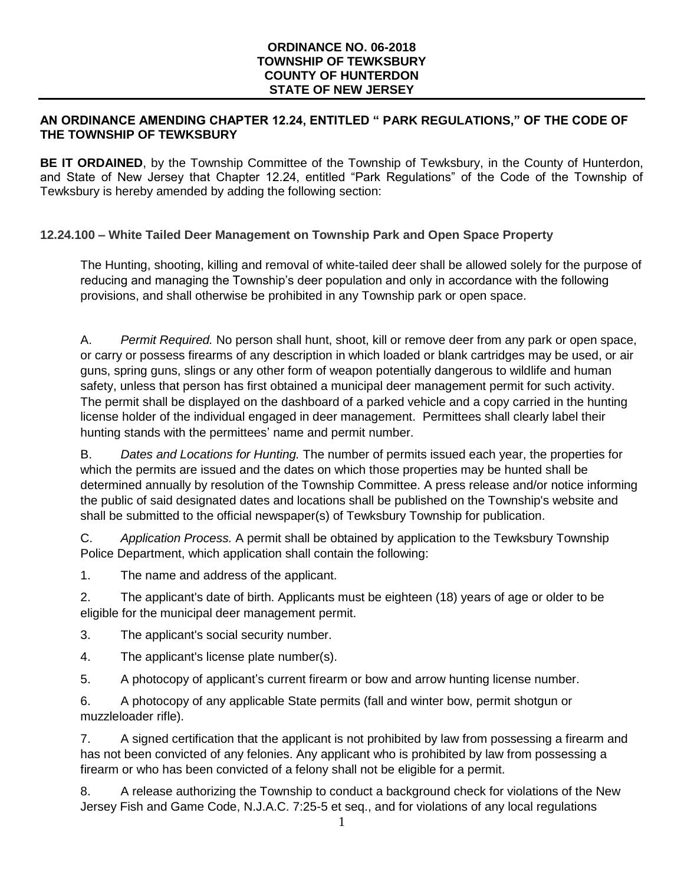**ORDINANCE NO. 06-2018**
**TOWNSHIP OF TEWKSBURY**
**COUNTY OF HUNTERDON**
**STATE OF NEW JERSEY**

**AN ORDINANCE AMENDING CHAPTER 12.24, ENTITLED " PARK REGULATIONS," OF THE CODE OF THE TOWNSHIP OF TEWKSBURY**

**BE IT ORDAINED**, by the Township Committee of the Township of Tewksbury, in the County of Hunterdon, and State of New Jersey that Chapter 12.24, entitled "Park Regulations" of the Code of the Township of Tewksbury is hereby amended by adding the following section:

**12.24.100 – White Tailed Deer Management on Township Park and Open Space Property**

The Hunting, shooting, killing and removal of white-tailed deer shall be allowed solely for the purpose of reducing and managing the Township's deer population and only in accordance with the following provisions, and shall otherwise be prohibited in any Township park or open space.

A. *Permit Required.* No person shall hunt, shoot, kill or remove deer from any park or open space, or carry or possess firearms of any description in which loaded or blank cartridges may be used, or air guns, spring guns, slings or any other form of weapon potentially dangerous to wildlife and human safety, unless that person has first obtained a municipal deer management permit for such activity. The permit shall be displayed on the dashboard of a parked vehicle and a copy carried in the hunting license holder of the individual engaged in deer management. Permittees shall clearly label their hunting stands with the permittees' name and permit number.

B. *Dates and Locations for Hunting.* The number of permits issued each year, the properties for which the permits are issued and the dates on which those properties may be hunted shall be determined annually by resolution of the Township Committee. A press release and/or notice informing the public of said designated dates and locations shall be published on the Township's website and shall be submitted to the official newspaper(s) of Tewksbury Township for publication.

C. *Application Process.* A permit shall be obtained by application to the Tewksbury Township Police Department, which application shall contain the following:

1. The name and address of the applicant.

2. The applicant's date of birth. Applicants must be eighteen (18) years of age or older to be eligible for the municipal deer management permit.

3. The applicant's social security number.

4. The applicant's license plate number(s).

5. A photocopy of applicant's current firearm or bow and arrow hunting license number.

6. A photocopy of any applicable State permits (fall and winter bow, permit shotgun or muzzleloader rifle).

7. A signed certification that the applicant is not prohibited by law from possessing a firearm and has not been convicted of any felonies. Any applicant who is prohibited by law from possessing a firearm or who has been convicted of a felony shall not be eligible for a permit.

8. A release authorizing the Township to conduct a background check for violations of the New Jersey Fish and Game Code, N.J.A.C. 7:25-5 et seq., and for violations of any local regulations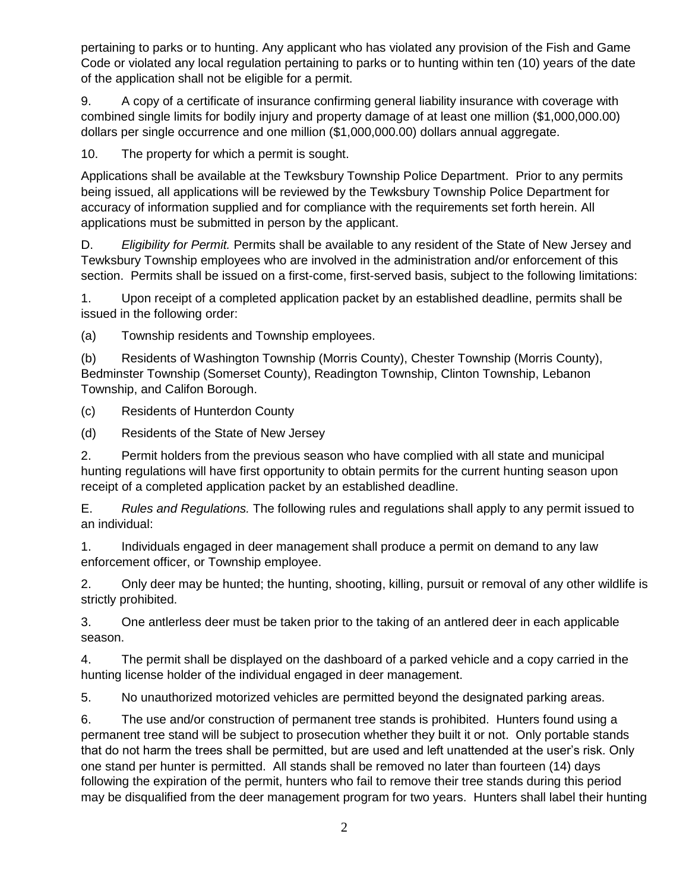pertaining to parks or to hunting. Any applicant who has violated any provision of the Fish and Game Code or violated any local regulation pertaining to parks or to hunting within ten (10) years of the date of the application shall not be eligible for a permit.

9. A copy of a certificate of insurance confirming general liability insurance with coverage with combined single limits for bodily injury and property damage of at least one million ($1,000,000.00) dollars per single occurrence and one million ($1,000,000.00) dollars annual aggregate.

10. The property for which a permit is sought.

Applications shall be available at the Tewksbury Township Police Department. Prior to any permits being issued, all applications will be reviewed by the Tewksbury Township Police Department for accuracy of information supplied and for compliance with the requirements set forth herein. All applications must be submitted in person by the applicant.

D. *Eligibility for Permit.* Permits shall be available to any resident of the State of New Jersey and Tewksbury Township employees who are involved in the administration and/or enforcement of this section. Permits shall be issued on a first-come, first-served basis, subject to the following limitations:

1. Upon receipt of a completed application packet by an established deadline, permits shall be issued in the following order:

(a) Township residents and Township employees.

(b) Residents of Washington Township (Morris County), Chester Township (Morris County), Bedminster Township (Somerset County), Readington Township, Clinton Township, Lebanon Township, and Califon Borough.

(c) Residents of Hunterdon County

(d) Residents of the State of New Jersey

2. Permit holders from the previous season who have complied with all state and municipal hunting regulations will have first opportunity to obtain permits for the current hunting season upon receipt of a completed application packet by an established deadline.

E. *Rules and Regulations.* The following rules and regulations shall apply to any permit issued to an individual:

1. Individuals engaged in deer management shall produce a permit on demand to any law enforcement officer, or Township employee.

2. Only deer may be hunted; the hunting, shooting, killing, pursuit or removal of any other wildlife is strictly prohibited.

3. One antlerless deer must be taken prior to the taking of an antlered deer in each applicable season.

4. The permit shall be displayed on the dashboard of a parked vehicle and a copy carried in the hunting license holder of the individual engaged in deer management.

5. No unauthorized motorized vehicles are permitted beyond the designated parking areas.

6. The use and/or construction of permanent tree stands is prohibited. Hunters found using a permanent tree stand will be subject to prosecution whether they built it or not. Only portable stands that do not harm the trees shall be permitted, but are used and left unattended at the user's risk. Only one stand per hunter is permitted. All stands shall be removed no later than fourteen (14) days following the expiration of the permit, hunters who fail to remove their tree stands during this period may be disqualified from the deer management program for two years. Hunters shall label their hunting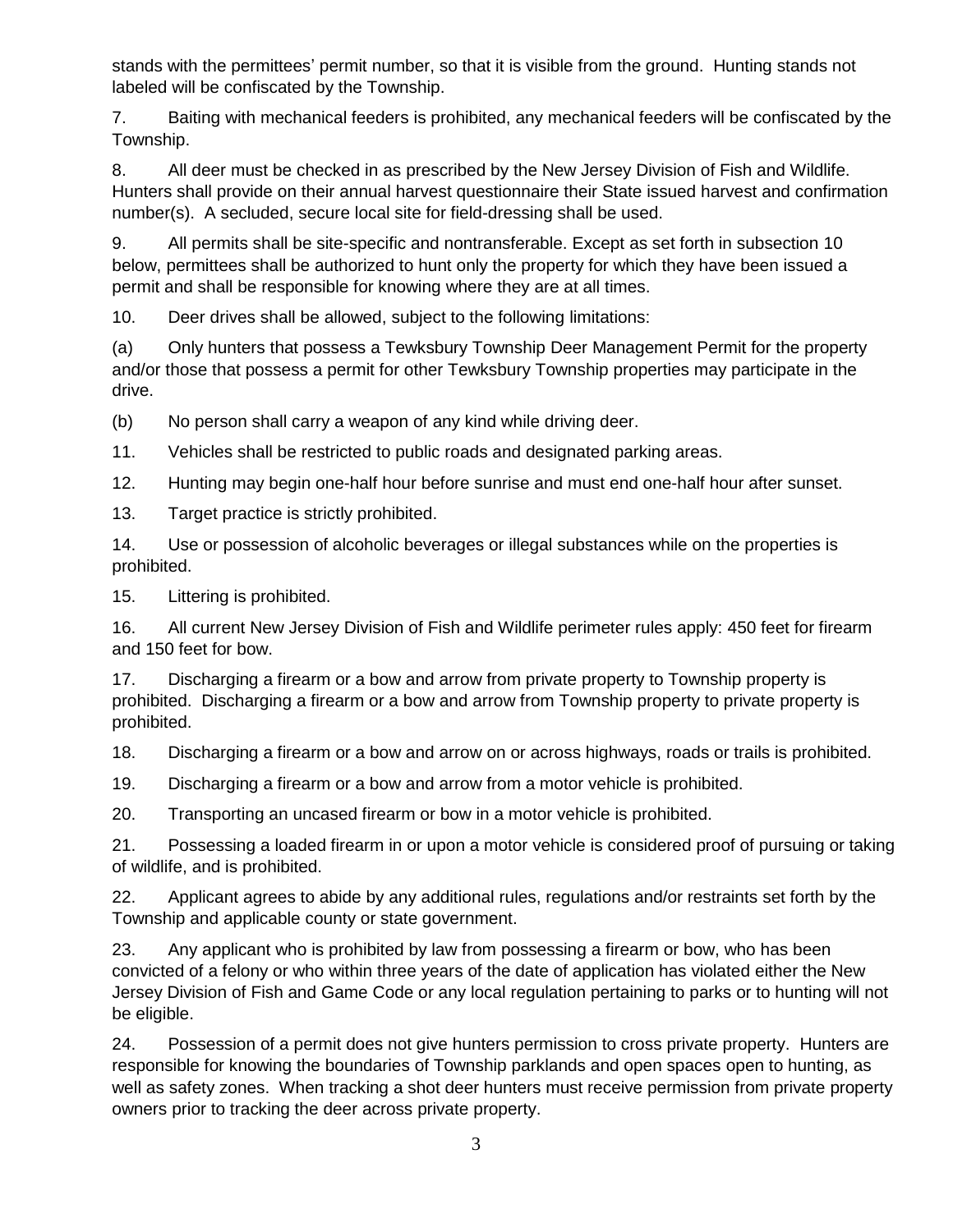stands with the permittees' permit number, so that it is visible from the ground. Hunting stands not labeled will be confiscated by the Township.

7. Baiting with mechanical feeders is prohibited, any mechanical feeders will be confiscated by the Township.

8. All deer must be checked in as prescribed by the New Jersey Division of Fish and Wildlife. Hunters shall provide on their annual harvest questionnaire their State issued harvest and confirmation number(s). A secluded, secure local site for field-dressing shall be used.

9. All permits shall be site-specific and nontransferable. Except as set forth in subsection 10 below, permittees shall be authorized to hunt only the property for which they have been issued a permit and shall be responsible for knowing where they are at all times.

10. Deer drives shall be allowed, subject to the following limitations:

(a) Only hunters that possess a Tewksbury Township Deer Management Permit for the property and/or those that possess a permit for other Tewksbury Township properties may participate in the drive.

(b) No person shall carry a weapon of any kind while driving deer.

11. Vehicles shall be restricted to public roads and designated parking areas.

12. Hunting may begin one-half hour before sunrise and must end one-half hour after sunset.

13. Target practice is strictly prohibited.

14. Use or possession of alcoholic beverages or illegal substances while on the properties is prohibited.

15. Littering is prohibited.

16. All current New Jersey Division of Fish and Wildlife perimeter rules apply: 450 feet for firearm and 150 feet for bow.

17. Discharging a firearm or a bow and arrow from private property to Township property is prohibited. Discharging a firearm or a bow and arrow from Township property to private property is prohibited.

18. Discharging a firearm or a bow and arrow on or across highways, roads or trails is prohibited.

19. Discharging a firearm or a bow and arrow from a motor vehicle is prohibited.

20. Transporting an uncased firearm or bow in a motor vehicle is prohibited.

21. Possessing a loaded firearm in or upon a motor vehicle is considered proof of pursuing or taking of wildlife, and is prohibited.

22. Applicant agrees to abide by any additional rules, regulations and/or restraints set forth by the Township and applicable county or state government.

23. Any applicant who is prohibited by law from possessing a firearm or bow, who has been convicted of a felony or who within three years of the date of application has violated either the New Jersey Division of Fish and Game Code or any local regulation pertaining to parks or to hunting will not be eligible.

24. Possession of a permit does not give hunters permission to cross private property. Hunters are responsible for knowing the boundaries of Township parklands and open spaces open to hunting, as well as safety zones. When tracking a shot deer hunters must receive permission from private property owners prior to tracking the deer across private property.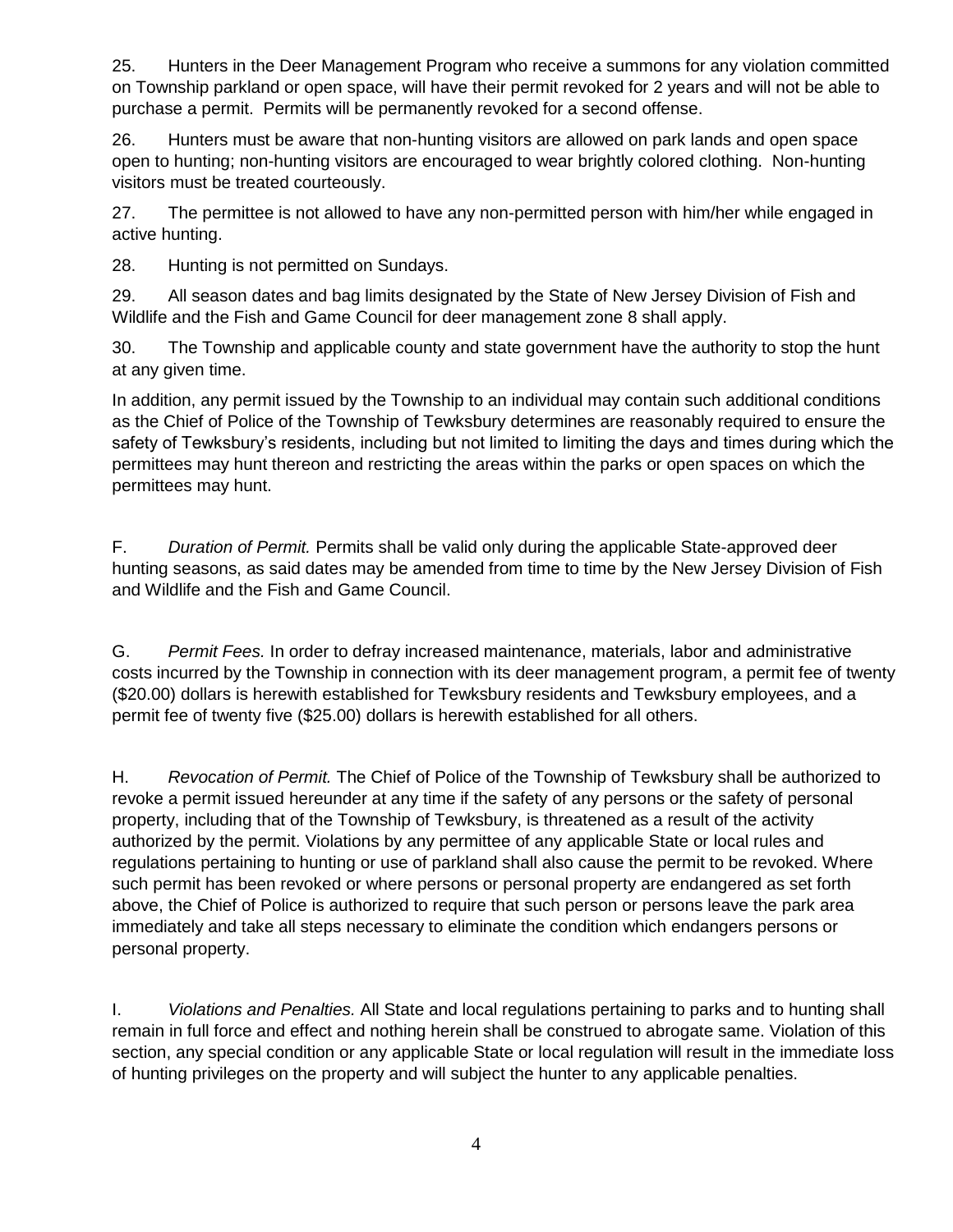25. Hunters in the Deer Management Program who receive a summons for any violation committed on Township parkland or open space, will have their permit revoked for 2 years and will not be able to purchase a permit. Permits will be permanently revoked for a second offense.

26. Hunters must be aware that non-hunting visitors are allowed on park lands and open space open to hunting; non-hunting visitors are encouraged to wear brightly colored clothing. Non-hunting visitors must be treated courteously.

27. The permittee is not allowed to have any non-permitted person with him/her while engaged in active hunting.

28. Hunting is not permitted on Sundays.

29. All season dates and bag limits designated by the State of New Jersey Division of Fish and Wildlife and the Fish and Game Council for deer management zone 8 shall apply.

30. The Township and applicable county and state government have the authority to stop the hunt at any given time.

In addition, any permit issued by the Township to an individual may contain such additional conditions as the Chief of Police of the Township of Tewksbury determines are reasonably required to ensure the safety of Tewksbury's residents, including but not limited to limiting the days and times during which the permittees may hunt thereon and restricting the areas within the parks or open spaces on which the permittees may hunt.

F. *Duration of Permit.* Permits shall be valid only during the applicable State-approved deer hunting seasons, as said dates may be amended from time to time by the New Jersey Division of Fish and Wildlife and the Fish and Game Council.

G. *Permit Fees.* In order to defray increased maintenance, materials, labor and administrative costs incurred by the Township in connection with its deer management program, a permit fee of twenty ($20.00) dollars is herewith established for Tewksbury residents and Tewksbury employees, and a permit fee of twenty five ($25.00) dollars is herewith established for all others.

H. *Revocation of Permit.* The Chief of Police of the Township of Tewksbury shall be authorized to revoke a permit issued hereunder at any time if the safety of any persons or the safety of personal property, including that of the Township of Tewksbury, is threatened as a result of the activity authorized by the permit. Violations by any permittee of any applicable State or local rules and regulations pertaining to hunting or use of parkland shall also cause the permit to be revoked. Where such permit has been revoked or where persons or personal property are endangered as set forth above, the Chief of Police is authorized to require that such person or persons leave the park area immediately and take all steps necessary to eliminate the condition which endangers persons or personal property.

I. *Violations and Penalties.* All State and local regulations pertaining to parks and to hunting shall remain in full force and effect and nothing herein shall be construed to abrogate same. Violation of this section, any special condition or any applicable State or local regulation will result in the immediate loss of hunting privileges on the property and will subject the hunter to any applicable penalties.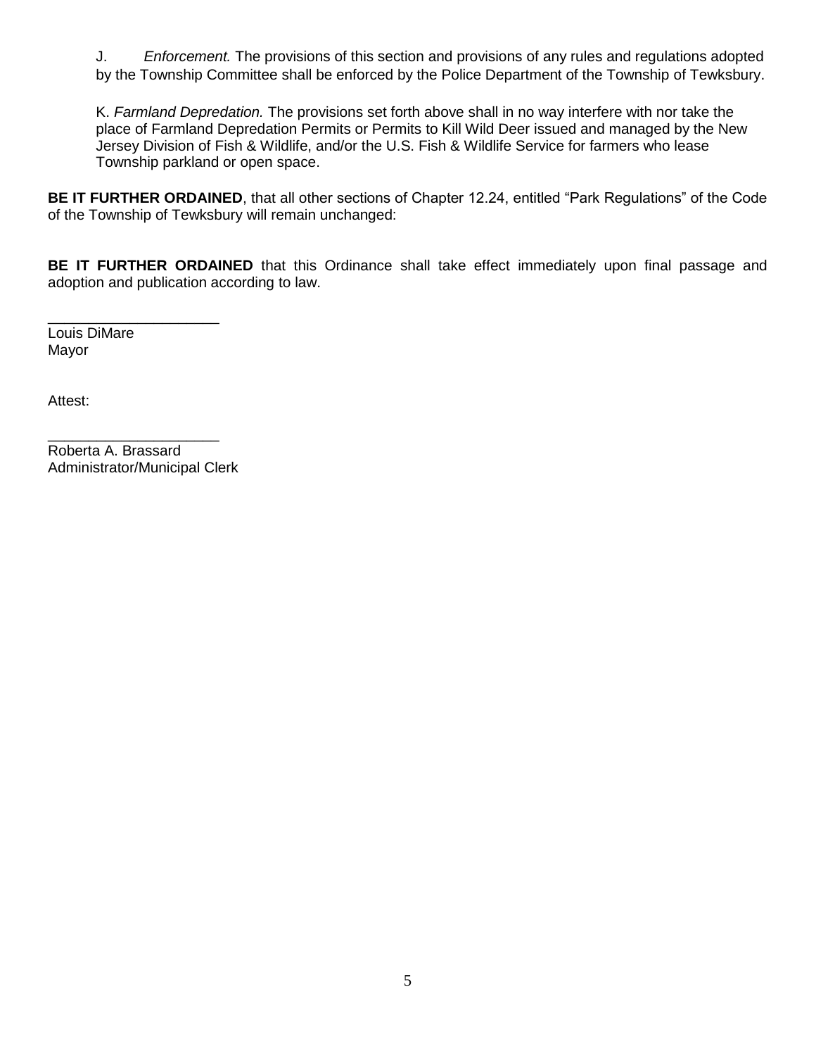J. *Enforcement.* The provisions of this section and provisions of any rules and regulations adopted by the Township Committee shall be enforced by the Police Department of the Township of Tewksbury.

K. *Farmland Depredation.* The provisions set forth above shall in no way interfere with nor take the place of Farmland Depredation Permits or Permits to Kill Wild Deer issued and managed by the New Jersey Division of Fish & Wildlife, and/or the U.S. Fish & Wildlife Service for farmers who lease Township parkland or open space.

**BE IT FURTHER ORDAINED**, that all other sections of Chapter 12.24, entitled "Park Regulations" of the Code of the Township of Tewksbury will remain unchanged:

**BE IT FURTHER ORDAINED** that this Ordinance shall take effect immediately upon final passage and adoption and publication according to law.

_____________________
Louis DiMare
Mayor

Attest:

_____________________
Roberta A. Brassard
Administrator/Municipal Clerk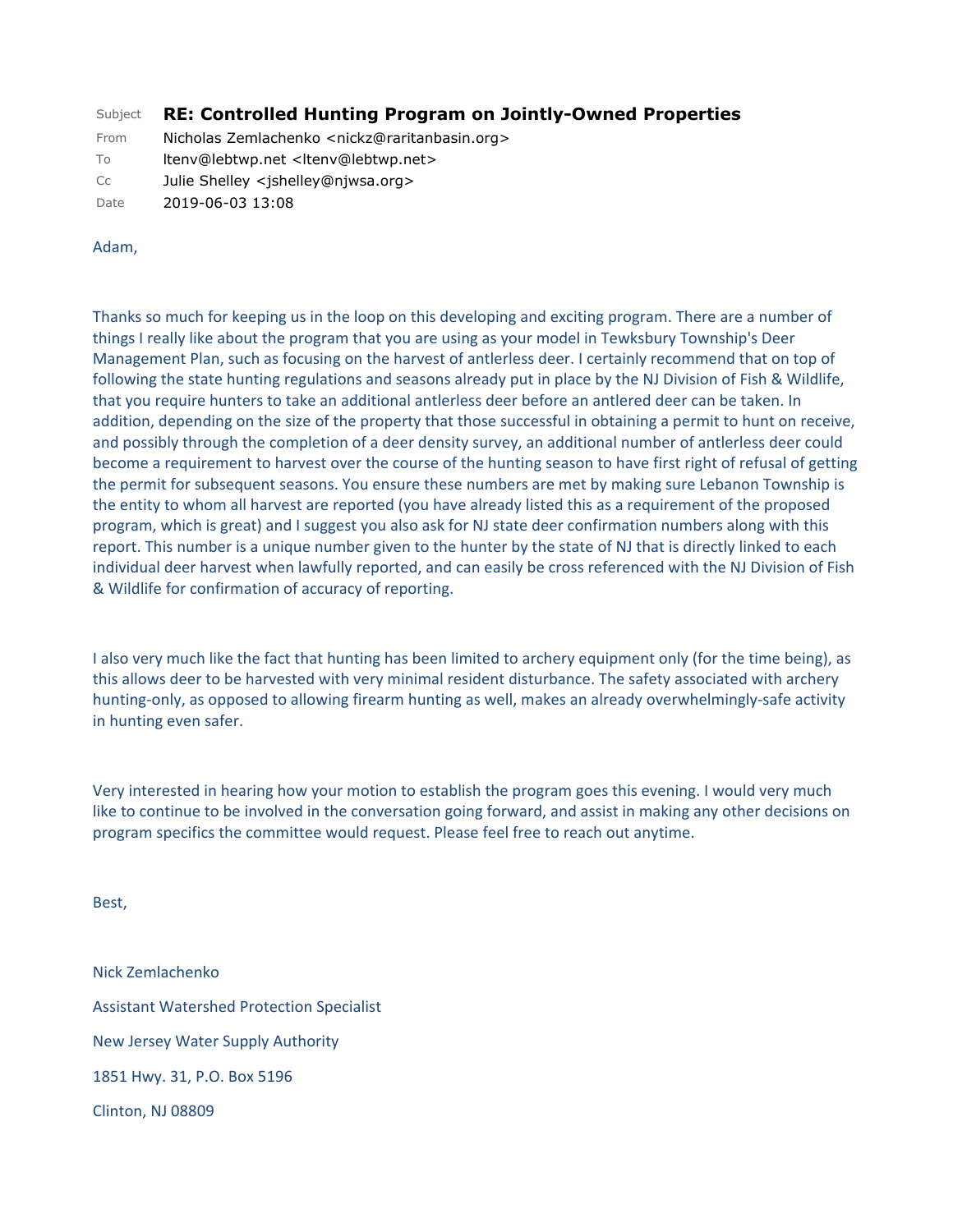| | |
|---|---|
| Subject | **RE: Controlled Hunting Program on Jointly-Owned Properties** |
| From | Nicholas Zemlachenko <nickz@raritanbasin.org> |
| To | ltenv@lebtwp.net <ltenv@lebtwp.net> |
| Cc | Julie Shelley <jshelley@njwsa.org> |
| Date | 2019-06-03 13:08 |

Adam,

Thanks so much for keeping us in the loop on this developing and exciting program. There are a number of things I really like about the program that you are using as your model in Tewksbury Township's Deer Management Plan, such as focusing on the harvest of antlerless deer. I certainly recommend that on top of following the state hunting regulations and seasons already put in place by the NJ Division of Fish & Wildlife, that you require hunters to take an additional antlerless deer before an antlered deer can be taken. In addition, depending on the size of the property that those successful in obtaining a permit to hunt on receive, and possibly through the completion of a deer density survey, an additional number of antlerless deer could become a requirement to harvest over the course of the hunting season to have first right of refusal of getting the permit for subsequent seasons. You ensure these numbers are met by making sure Lebanon Township is the entity to whom all harvest are reported (you have already listed this as a requirement of the proposed program, which is great) and I suggest you also ask for NJ state deer confirmation numbers along with this report. This number is a unique number given to the hunter by the state of NJ that is directly linked to each individual deer harvest when lawfully reported, and can easily be cross referenced with the NJ Division of Fish & Wildlife for confirmation of accuracy of reporting.

I also very much like the fact that hunting has been limited to archery equipment only (for the time being), as this allows deer to be harvested with very minimal resident disturbance. The safety associated with archery hunting-only, as opposed to allowing firearm hunting as well, makes an already overwhelmingly-safe activity in hunting even safer.

Very interested in hearing how your motion to establish the program goes this evening. I would very much like to continue to be involved in the conversation going forward, and assist in making any other decisions on program specifics the committee would request. Please feel free to reach out anytime.

Best,

Nick Zemlachenko

Assistant Watershed Protection Specialist

New Jersey Water Supply Authority

1851 Hwy. 31, P.O. Box 5196

Clinton, NJ 08809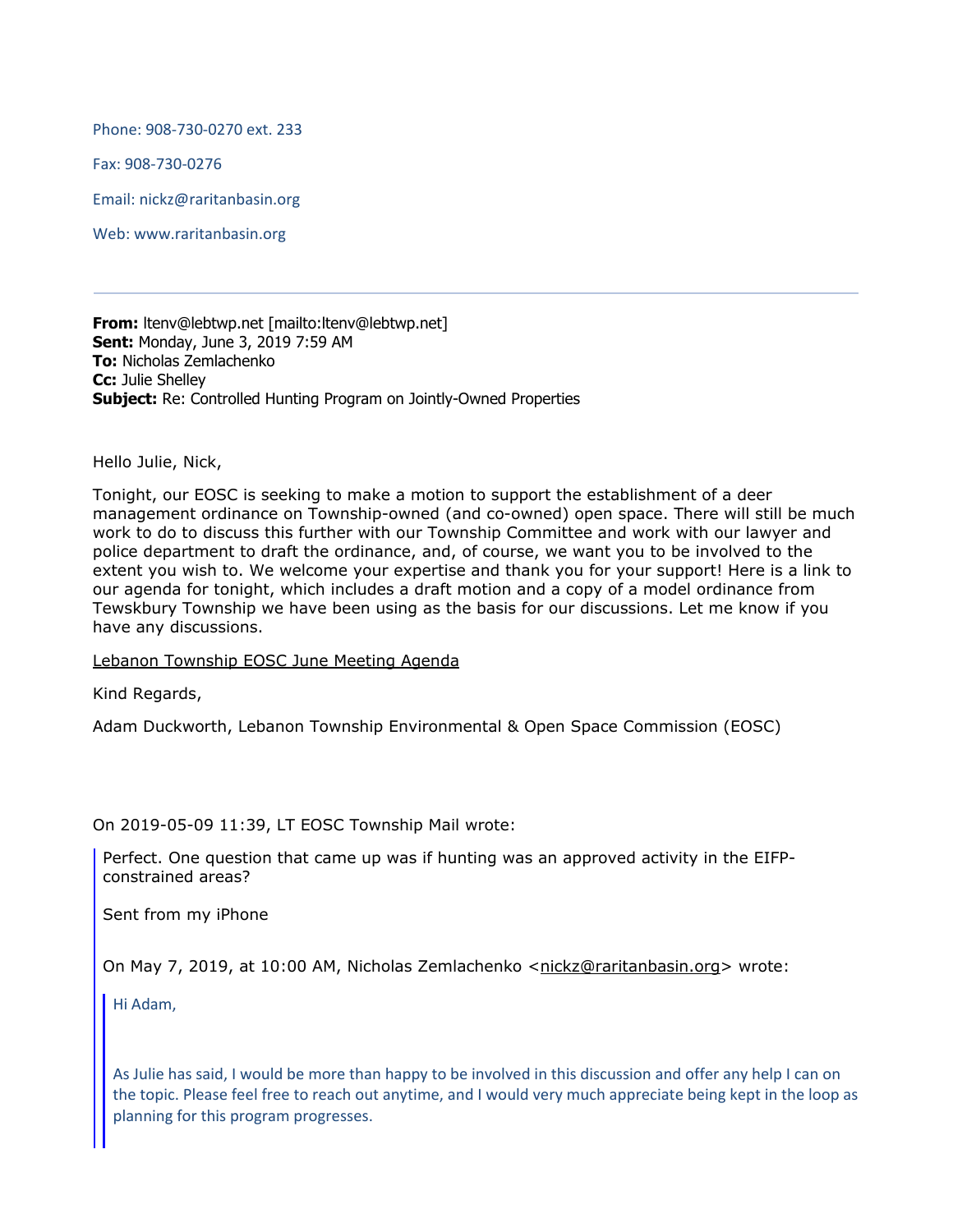Phone: 908-730-0270 ext. 233

Fax: 908-730-0276

Email: nickz@raritanbasin.org

Web: www.raritanbasin.org

---

**From:** ltenv@lebtwp.net [mailto:ltenv@lebtwp.net]
**Sent:** Monday, June 3, 2019 7:59 AM
**To:** Nicholas Zemlachenko
**Cc:** Julie Shelley
**Subject:** Re: Controlled Hunting Program on Jointly-Owned Properties

Hello Julie, Nick,

Tonight, our EOSC is seeking to make a motion to support the establishment of a deer management ordinance on Township-owned (and co-owned) open space. There will still be much work to do to discuss this further with our Township Committee and work with our lawyer and police department to draft the ordinance, and, of course, we want you to be involved to the extent you wish to. We welcome your expertise and thank you for your support! Here is a link to our agenda for tonight, which includes a draft motion and a copy of a model ordinance from Tewskbury Township we have been using as the basis for our discussions. Let me know if you have any discussions.

Lebanon Township EOSC June Meeting Agenda

Kind Regards,

Adam Duckworth, Lebanon Township Environmental & Open Space Commission (EOSC)

On 2019-05-09 11:39, LT EOSC Township Mail wrote:

> Perfect. One question that came up was if hunting was an approved activity in the EIFP-constrained areas?
>
> Sent from my iPhone
>
> On May 7, 2019, at 10:00 AM, Nicholas Zemlachenko <nickz@raritanbasin.org> wrote:
>
>> Hi Adam,
>>
>> As Julie has said, I would be more than happy to be involved in this discussion and offer any help I can on the topic. Please feel free to reach out anytime, and I would very much appreciate being kept in the loop as planning for this program progresses.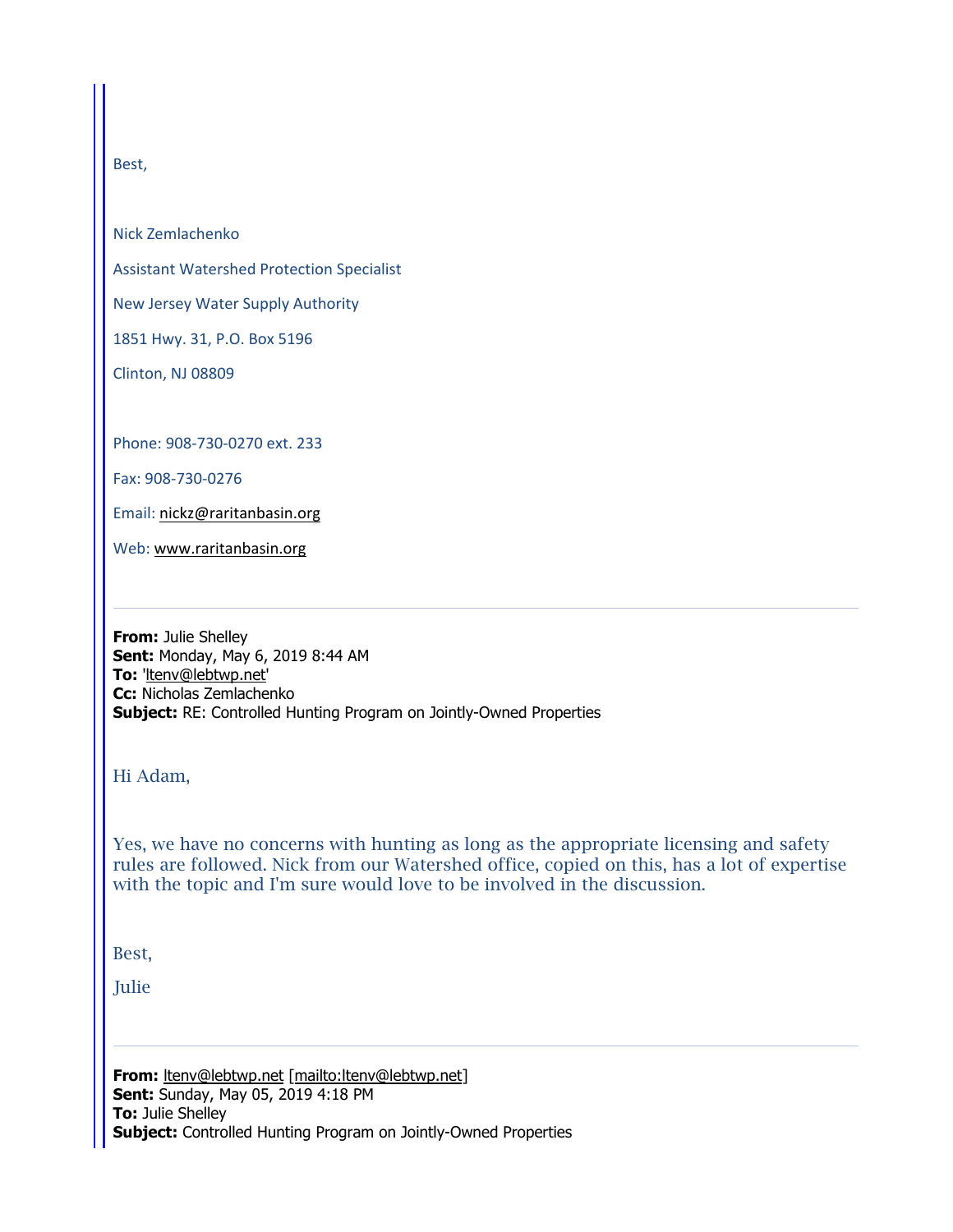Best,

Nick Zemlachenko

Assistant Watershed Protection Specialist

New Jersey Water Supply Authority

1851 Hwy. 31, P.O. Box 5196

Clinton, NJ 08809

Phone: 908-730-0270 ext. 233

Fax: 908-730-0276

Email: nickz@raritanbasin.org

Web: www.raritanbasin.org

---

**From:** Julie Shelley
**Sent:** Monday, May 6, 2019 8:44 AM
**To:** 'ltenv@lebtwp.net'
**Cc:** Nicholas Zemlachenko
**Subject:** RE: Controlled Hunting Program on Jointly-Owned Properties

Hi Adam,

Yes, we have no concerns with hunting as long as the appropriate licensing and safety rules are followed. Nick from our Watershed office, copied on this, has a lot of expertise with the topic and I'm sure would love to be involved in the discussion.

Best,

Julie

---

**From:** ltenv@lebtwp.net [mailto:ltenv@lebtwp.net]
**Sent:** Sunday, May 05, 2019 4:18 PM
**To:** Julie Shelley
**Subject:** Controlled Hunting Program on Jointly-Owned Properties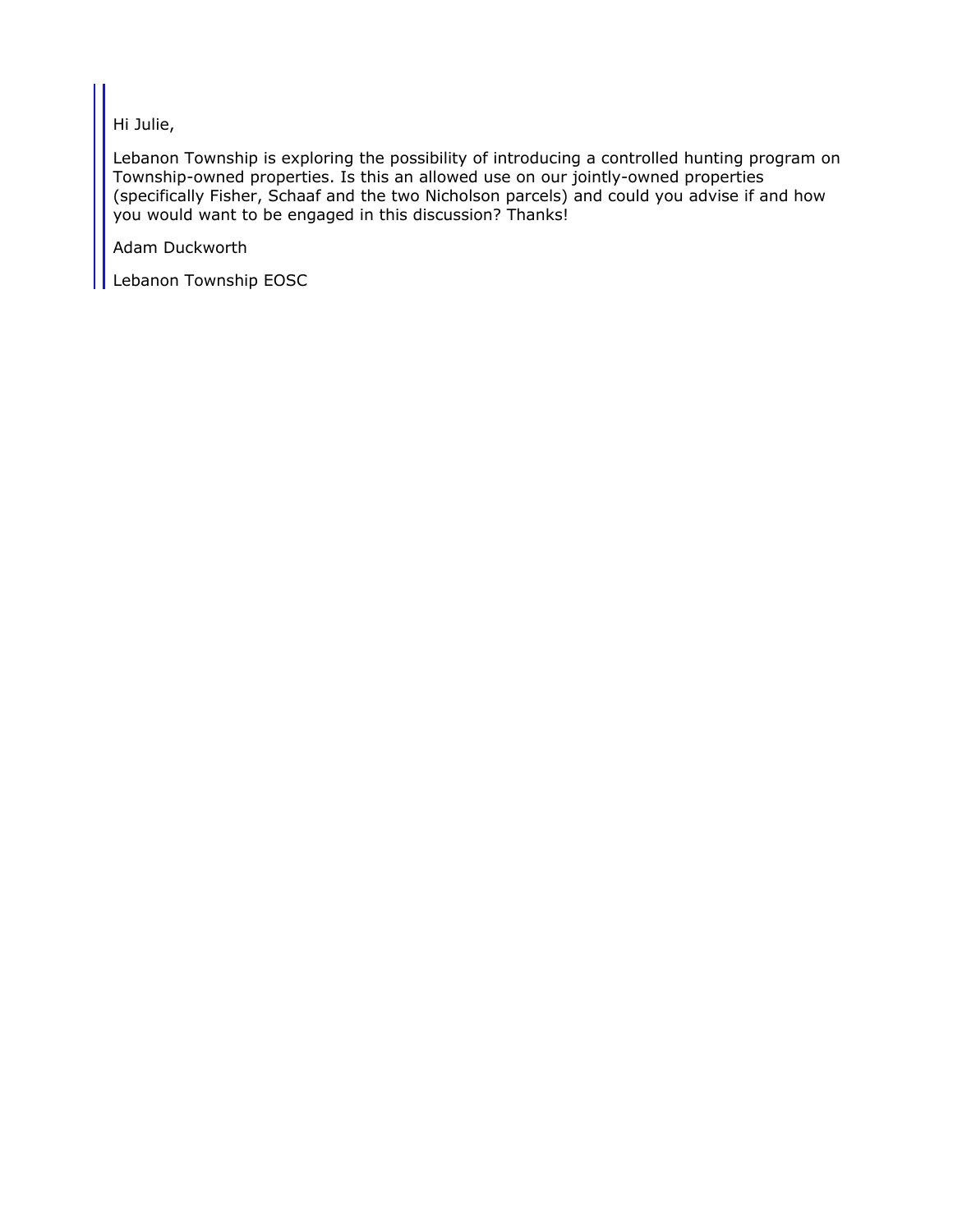Hi Julie,

Lebanon Township is exploring the possibility of introducing a controlled hunting program on Township-owned properties. Is this an allowed use on our jointly-owned properties (specifically Fisher, Schaaf and the two Nicholson parcels) and could you advise if and how you would want to be engaged in this discussion? Thanks!

Adam Duckworth

Lebanon Township EOSC